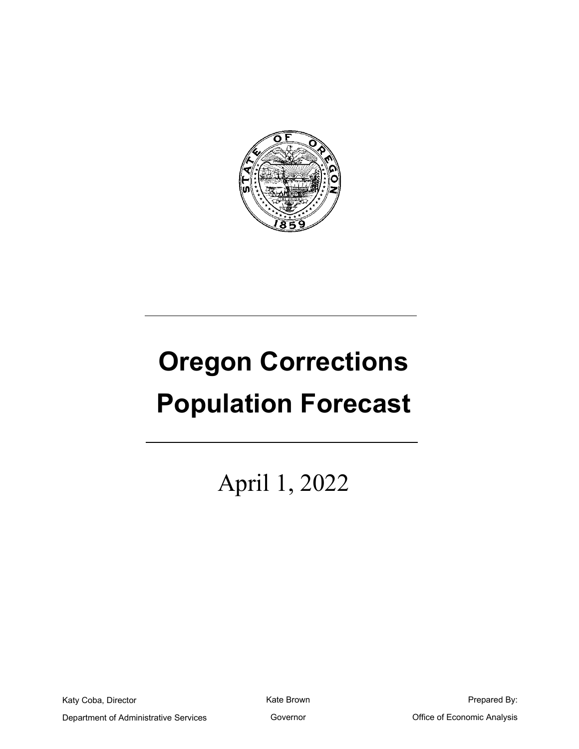# Oregon Corrections Population Forecast

April 1, 2022

Katy Coba, Director

Department of Administrative Services

Kate Brown

Governor

Prepared By:

Office of Economic Analysis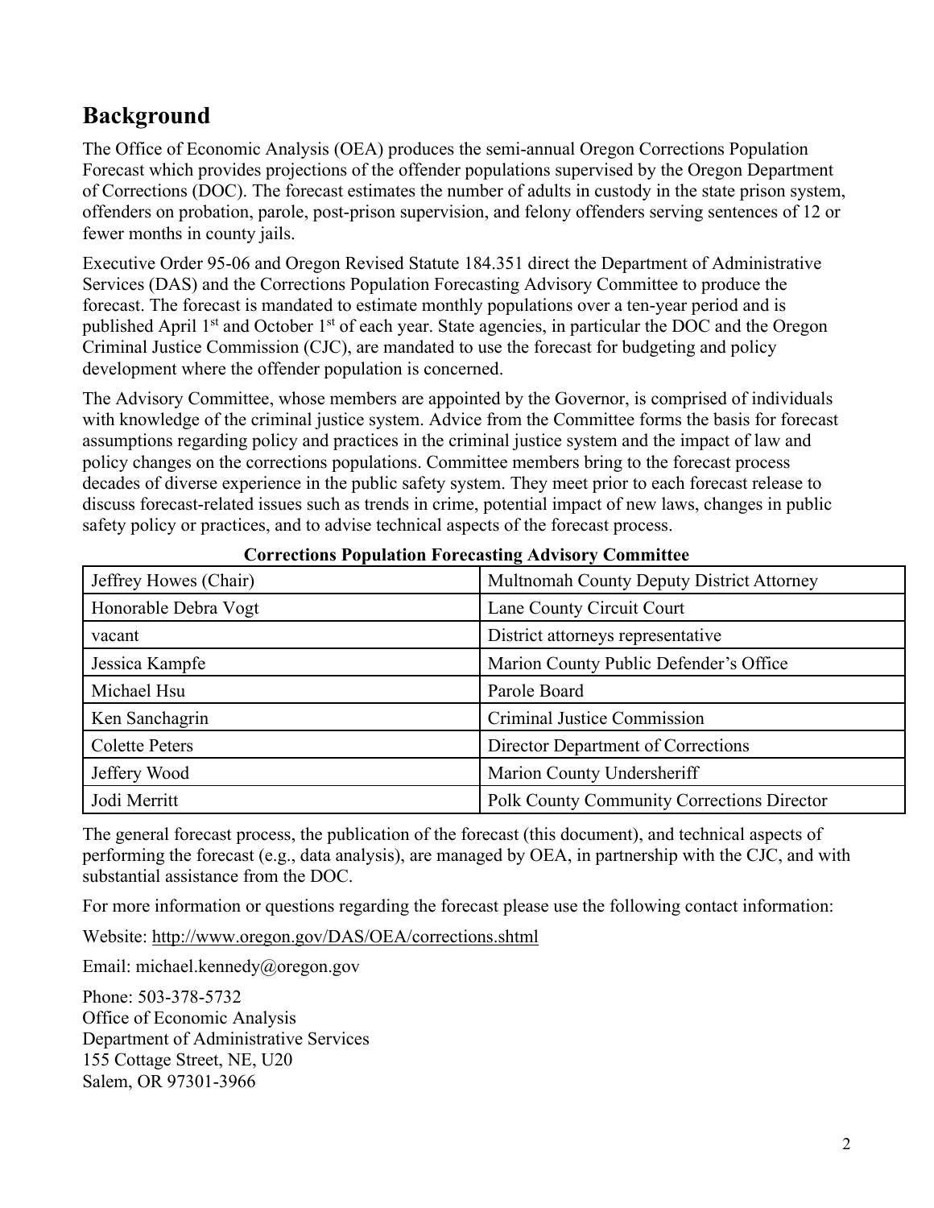## Background

The Office of Economic Analysis (OEA) produces the semi-annual Oregon Corrections Population Forecast which provides projections of the offender populations supervised by the Oregon Department of Corrections (DOC). The forecast estimates the number of adults in custody in the state prison system, offenders on probation, parole, post-prison supervision, and felony offenders serving sentences of 12 or fewer months in county jails.

Executive Order 95-06 and Oregon Revised Statute 184.351 direct the Department of Administrative Services (DAS) and the Corrections Population Forecasting Advisory Committee to produce the forecast. The forecast is mandated to estimate monthly populations over a ten-year period and is published April 1st and October 1st of each year. State agencies, in particular the DOC and the Oregon Criminal Justice Commission (CJC), are mandated to use the forecast for budgeting and policy development where the offender population is concerned.

The Advisory Committee, whose members are appointed by the Governor, is comprised of individuals with knowledge of the criminal justice system. Advice from the Committee forms the basis for forecast assumptions regarding policy and practices in the criminal justice system and the impact of law and policy changes on the corrections populations. Committee members bring to the forecast process decades of diverse experience in the public safety system. They meet prior to each forecast release to discuss forecast-related issues such as trends in crime, potential impact of new laws, changes in public safety policy or practices, and to advise technical aspects of the forecast process.

**Corrections Population Forecasting Advisory Committee**

| | |
|---|---|
| Jeffrey Howes (Chair) | Multnomah County Deputy District Attorney |
| Honorable Debra Vogt | Lane County Circuit Court |
| vacant | District attorneys representative |
| Jessica Kampfe | Marion County Public Defender's Office |
| Michael Hsu | Parole Board |
| Ken Sanchagrin | Criminal Justice Commission |
| Colette Peters | Director Department of Corrections |
| Jeffery Wood | Marion County Undersheriff |
| Jodi Merritt | Polk County Community Corrections Director |

The general forecast process, the publication of the forecast (this document), and technical aspects of performing the forecast (e.g., data analysis), are managed by OEA, in partnership with the CJC, and with substantial assistance from the DOC.

For more information or questions regarding the forecast please use the following contact information:

Website: http://www.oregon.gov/DAS/OEA/corrections.shtml

Email: michael.kennedy@oregon.gov

Phone: 503-378-5732  
Office of Economic Analysis  
Department of Administrative Services  
155 Cottage Street, NE, U20  
Salem, OR 97301-3966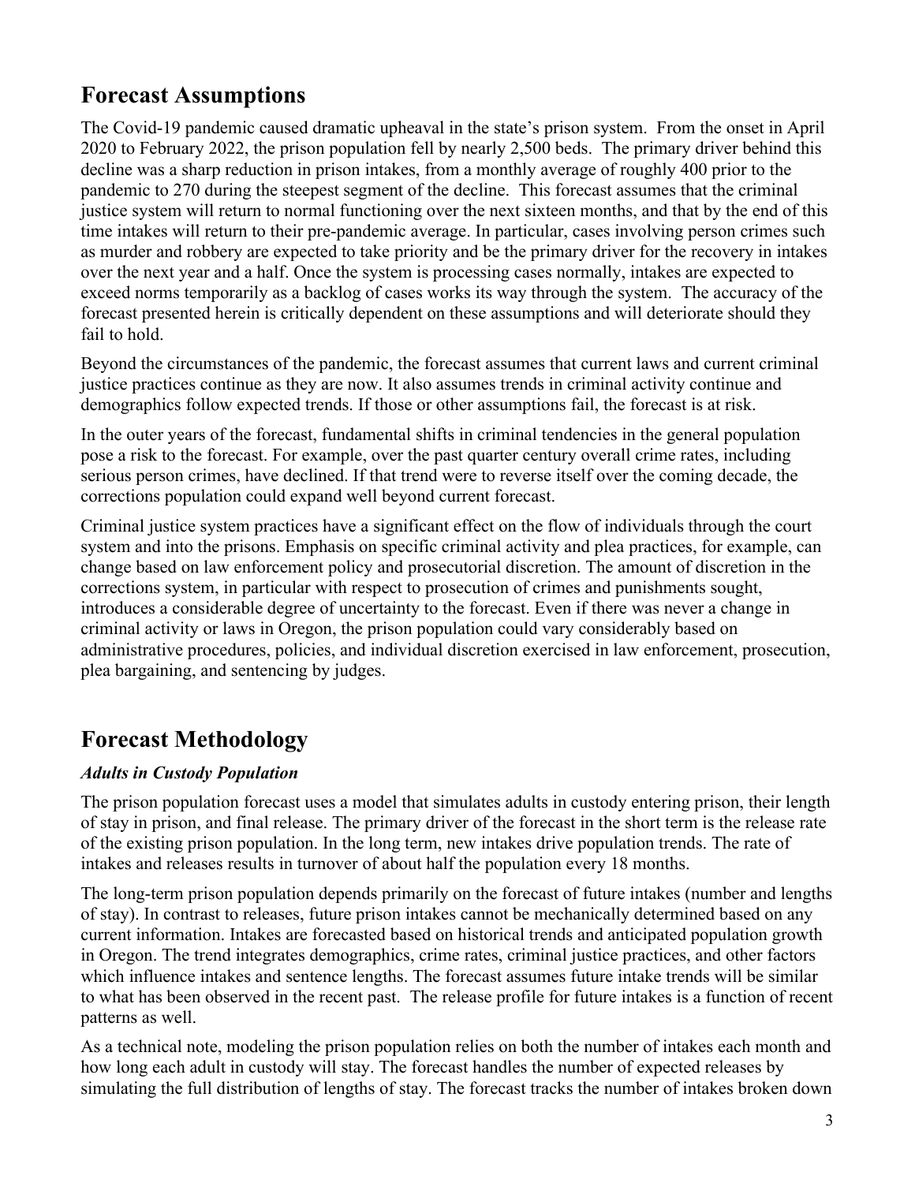## Forecast Assumptions

The Covid-19 pandemic caused dramatic upheaval in the state's prison system. From the onset in April 2020 to February 2022, the prison population fell by nearly 2,500 beds. The primary driver behind this decline was a sharp reduction in prison intakes, from a monthly average of roughly 400 prior to the pandemic to 270 during the steepest segment of the decline. This forecast assumes that the criminal justice system will return to normal functioning over the next sixteen months, and that by the end of this time intakes will return to their pre-pandemic average. In particular, cases involving person crimes such as murder and robbery are expected to take priority and be the primary driver for the recovery in intakes over the next year and a half. Once the system is processing cases normally, intakes are expected to exceed norms temporarily as a backlog of cases works its way through the system. The accuracy of the forecast presented herein is critically dependent on these assumptions and will deteriorate should they fail to hold.

Beyond the circumstances of the pandemic, the forecast assumes that current laws and current criminal justice practices continue as they are now. It also assumes trends in criminal activity continue and demographics follow expected trends. If those or other assumptions fail, the forecast is at risk.

In the outer years of the forecast, fundamental shifts in criminal tendencies in the general population pose a risk to the forecast. For example, over the past quarter century overall crime rates, including serious person crimes, have declined. If that trend were to reverse itself over the coming decade, the corrections population could expand well beyond current forecast.

Criminal justice system practices have a significant effect on the flow of individuals through the court system and into the prisons. Emphasis on specific criminal activity and plea practices, for example, can change based on law enforcement policy and prosecutorial discretion. The amount of discretion in the corrections system, in particular with respect to prosecution of crimes and punishments sought, introduces a considerable degree of uncertainty to the forecast. Even if there was never a change in criminal activity or laws in Oregon, the prison population could vary considerably based on administrative procedures, policies, and individual discretion exercised in law enforcement, prosecution, plea bargaining, and sentencing by judges.

## Forecast Methodology

### *Adults in Custody Population*

The prison population forecast uses a model that simulates adults in custody entering prison, their length of stay in prison, and final release. The primary driver of the forecast in the short term is the release rate of the existing prison population. In the long term, new intakes drive population trends. The rate of intakes and releases results in turnover of about half the population every 18 months.

The long-term prison population depends primarily on the forecast of future intakes (number and lengths of stay). In contrast to releases, future prison intakes cannot be mechanically determined based on any current information. Intakes are forecasted based on historical trends and anticipated population growth in Oregon. The trend integrates demographics, crime rates, criminal justice practices, and other factors which influence intakes and sentence lengths. The forecast assumes future intake trends will be similar to what has been observed in the recent past. The release profile for future intakes is a function of recent patterns as well.

As a technical note, modeling the prison population relies on both the number of intakes each month and how long each adult in custody will stay. The forecast handles the number of expected releases by simulating the full distribution of lengths of stay. The forecast tracks the number of intakes broken down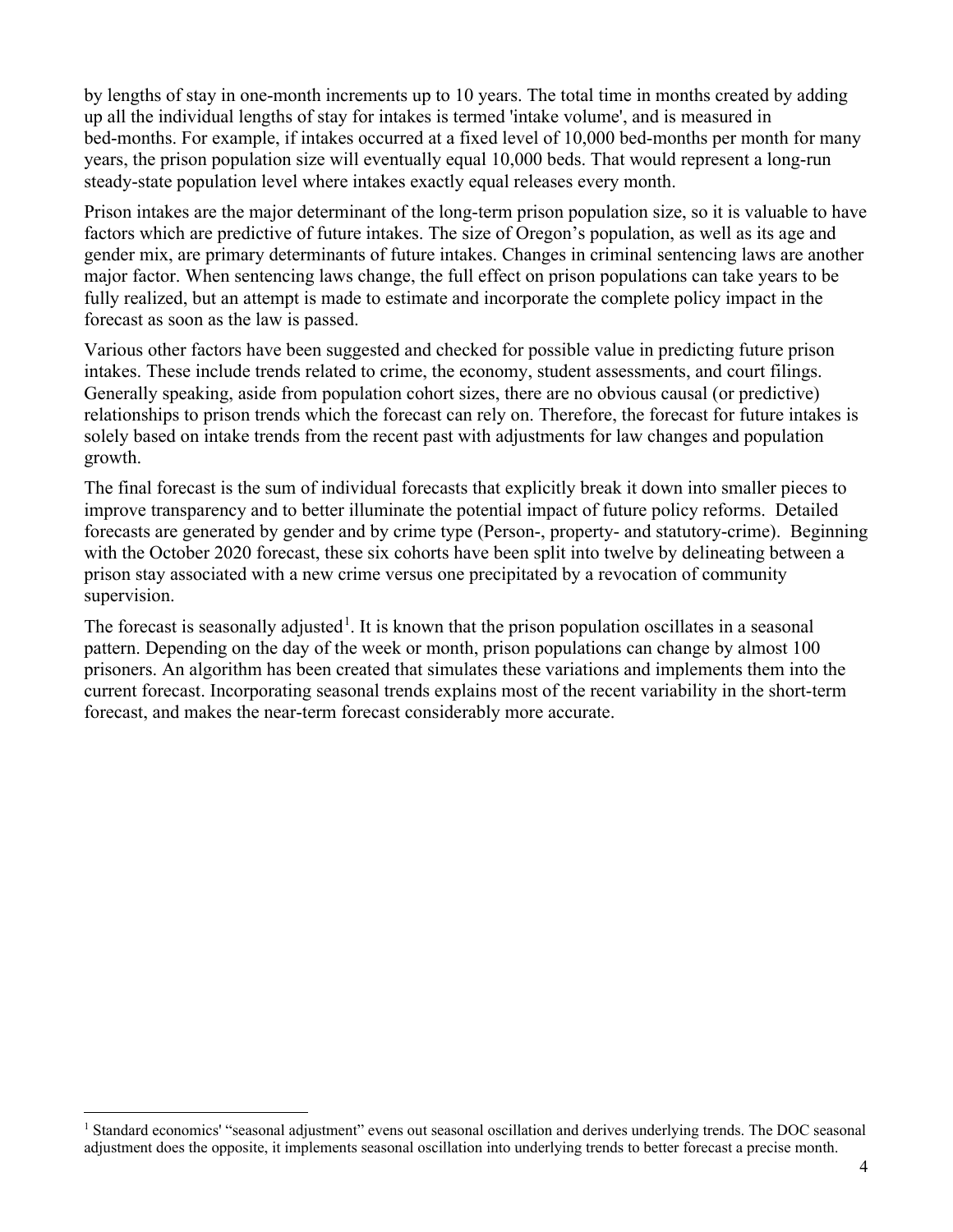by lengths of stay in one-month increments up to 10 years. The total time in months created by adding up all the individual lengths of stay for intakes is termed 'intake volume', and is measured in bed-months. For example, if intakes occurred at a fixed level of 10,000 bed-months per month for many years, the prison population size will eventually equal 10,000 beds. That would represent a long-run steady-state population level where intakes exactly equal releases every month.

Prison intakes are the major determinant of the long-term prison population size, so it is valuable to have factors which are predictive of future intakes. The size of Oregon's population, as well as its age and gender mix, are primary determinants of future intakes. Changes in criminal sentencing laws are another major factor. When sentencing laws change, the full effect on prison populations can take years to be fully realized, but an attempt is made to estimate and incorporate the complete policy impact in the forecast as soon as the law is passed.

Various other factors have been suggested and checked for possible value in predicting future prison intakes. These include trends related to crime, the economy, student assessments, and court filings. Generally speaking, aside from population cohort sizes, there are no obvious causal (or predictive) relationships to prison trends which the forecast can rely on. Therefore, the forecast for future intakes is solely based on intake trends from the recent past with adjustments for law changes and population growth.

The final forecast is the sum of individual forecasts that explicitly break it down into smaller pieces to improve transparency and to better illuminate the potential impact of future policy reforms. Detailed forecasts are generated by gender and by crime type (Person-, property- and statutory-crime). Beginning with the October 2020 forecast, these six cohorts have been split into twelve by delineating between a prison stay associated with a new crime versus one precipitated by a revocation of community supervision.

The forecast is seasonally adjusted[1]. It is known that the prison population oscillates in a seasonal pattern. Depending on the day of the week or month, prison populations can change by almost 100 prisoners. An algorithm has been created that simulates these variations and implements them into the current forecast. Incorporating seasonal trends explains most of the recent variability in the short-term forecast, and makes the near-term forecast considerably more accurate.

---

[1] Standard economics' "seasonal adjustment" evens out seasonal oscillation and derives underlying trends. The DOC seasonal adjustment does the opposite, it implements seasonal oscillation into underlying trends to better forecast a precise month.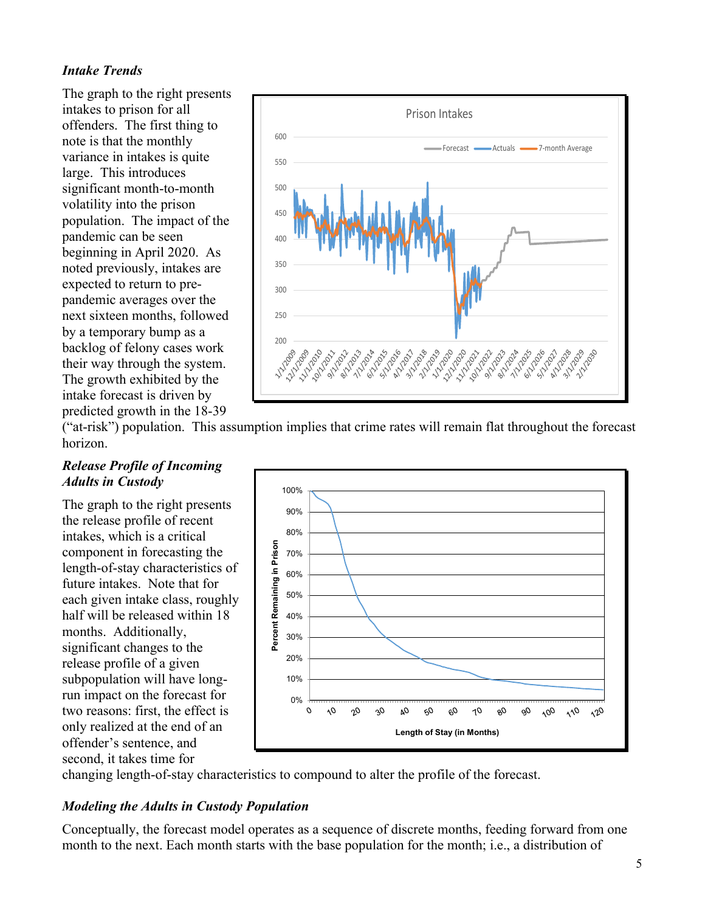### *Intake Trends*

The graph to the right presents intakes to prison for all offenders. The first thing to note is that the monthly variance in intakes is quite large. This introduces significant month-to-month volatility into the prison population. The impact of the pandemic can be seen beginning in April 2020. As noted previously, intakes are expected to return to pre-pandemic averages over the next sixteen months, followed by a temporary bump as a backlog of felony cases work their way through the system. The growth exhibited by the intake forecast is driven by predicted growth in the 18-39 ("at-risk") population. This assumption implies that crime rates will remain flat throughout the forecast horizon.

### *Release Profile of Incoming Adults in Custody*

The graph to the right presents the release profile of recent intakes, which is a critical component in forecasting the length-of-stay characteristics of future intakes. Note that for each given intake class, roughly half will be released within 18 months. Additionally, significant changes to the release profile of a given subpopulation will have long-run impact on the forecast for two reasons: first, the effect is only realized at the end of an offender's sentence, and second, it takes time for changing length-of-stay characteristics to compound to alter the profile of the forecast.

### *Modeling the Adults in Custody Population*

Conceptually, the forecast model operates as a sequence of discrete months, feeding forward from one month to the next. Each month starts with the base population for the month; i.e., a distribution of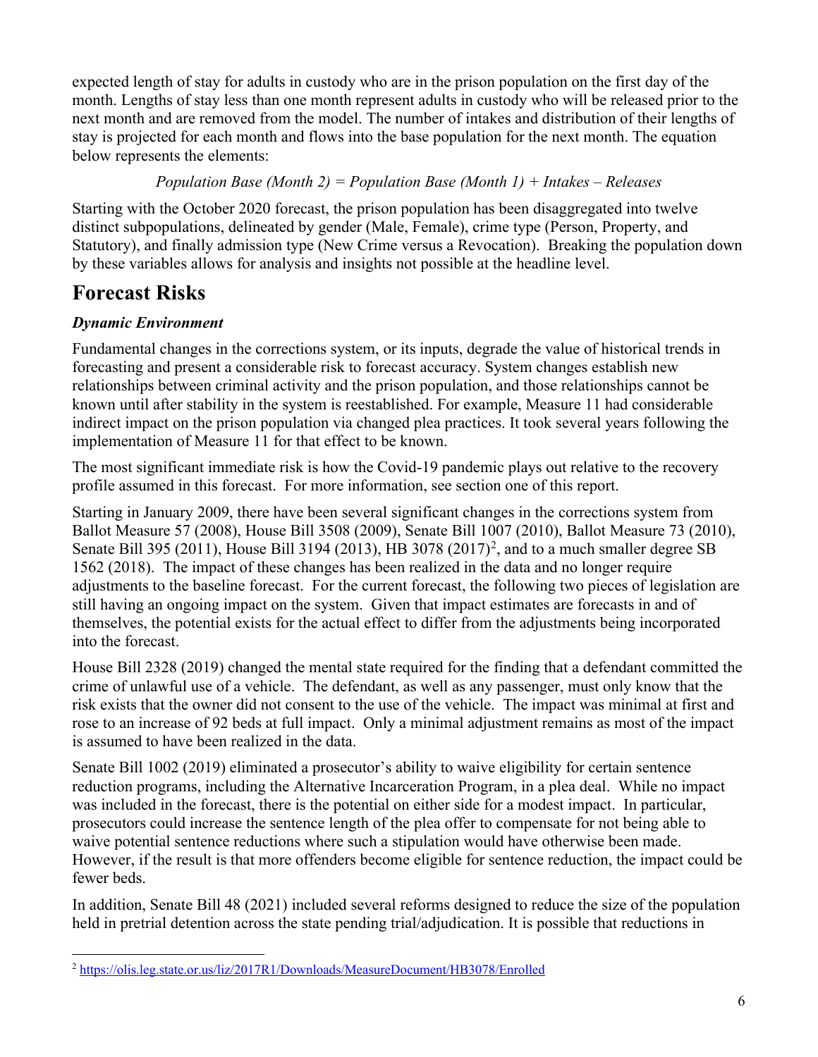expected length of stay for adults in custody who are in the prison population on the first day of the month. Lengths of stay less than one month represent adults in custody who will be released prior to the next month and are removed from the model. The number of intakes and distribution of their lengths of stay is projected for each month and flows into the base population for the next month. The equation below represents the elements:

*Population Base (Month 2) = Population Base (Month 1) + Intakes – Releases*

Starting with the October 2020 forecast, the prison population has been disaggregated into twelve distinct subpopulations, delineated by gender (Male, Female), crime type (Person, Property, and Statutory), and finally admission type (New Crime versus a Revocation). Breaking the population down by these variables allows for analysis and insights not possible at the headline level.

## Forecast Risks

### *Dynamic Environment*

Fundamental changes in the corrections system, or its inputs, degrade the value of historical trends in forecasting and present a considerable risk to forecast accuracy. System changes establish new relationships between criminal activity and the prison population, and those relationships cannot be known until after stability in the system is reestablished. For example, Measure 11 had considerable indirect impact on the prison population via changed plea practices. It took several years following the implementation of Measure 11 for that effect to be known.

The most significant immediate risk is how the Covid-19 pandemic plays out relative to the recovery profile assumed in this forecast. For more information, see section one of this report.

Starting in January 2009, there have been several significant changes in the corrections system from Ballot Measure 57 (2008), House Bill 3508 (2009), Senate Bill 1007 (2010), Ballot Measure 73 (2010), Senate Bill 395 (2011), House Bill 3194 (2013), HB 3078 (2017)[2], and to a much smaller degree SB 1562 (2018). The impact of these changes has been realized in the data and no longer require adjustments to the baseline forecast. For the current forecast, the following two pieces of legislation are still having an ongoing impact on the system. Given that impact estimates are forecasts in and of themselves, the potential exists for the actual effect to differ from the adjustments being incorporated into the forecast.

House Bill 2328 (2019) changed the mental state required for the finding that a defendant committed the crime of unlawful use of a vehicle. The defendant, as well as any passenger, must only know that the risk exists that the owner did not consent to the use of the vehicle. The impact was minimal at first and rose to an increase of 92 beds at full impact. Only a minimal adjustment remains as most of the impact is assumed to have been realized in the data.

Senate Bill 1002 (2019) eliminated a prosecutor's ability to waive eligibility for certain sentence reduction programs, including the Alternative Incarceration Program, in a plea deal. While no impact was included in the forecast, there is the potential on either side for a modest impact. In particular, prosecutors could increase the sentence length of the plea offer to compensate for not being able to waive potential sentence reductions where such a stipulation would have otherwise been made. However, if the result is that more offenders become eligible for sentence reduction, the impact could be fewer beds.

In addition, Senate Bill 48 (2021) included several reforms designed to reduce the size of the population held in pretrial detention across the state pending trial/adjudication. It is possible that reductions in

[2] https://olis.leg.state.or.us/liz/2017R1/Downloads/MeasureDocument/HB3078/Enrolled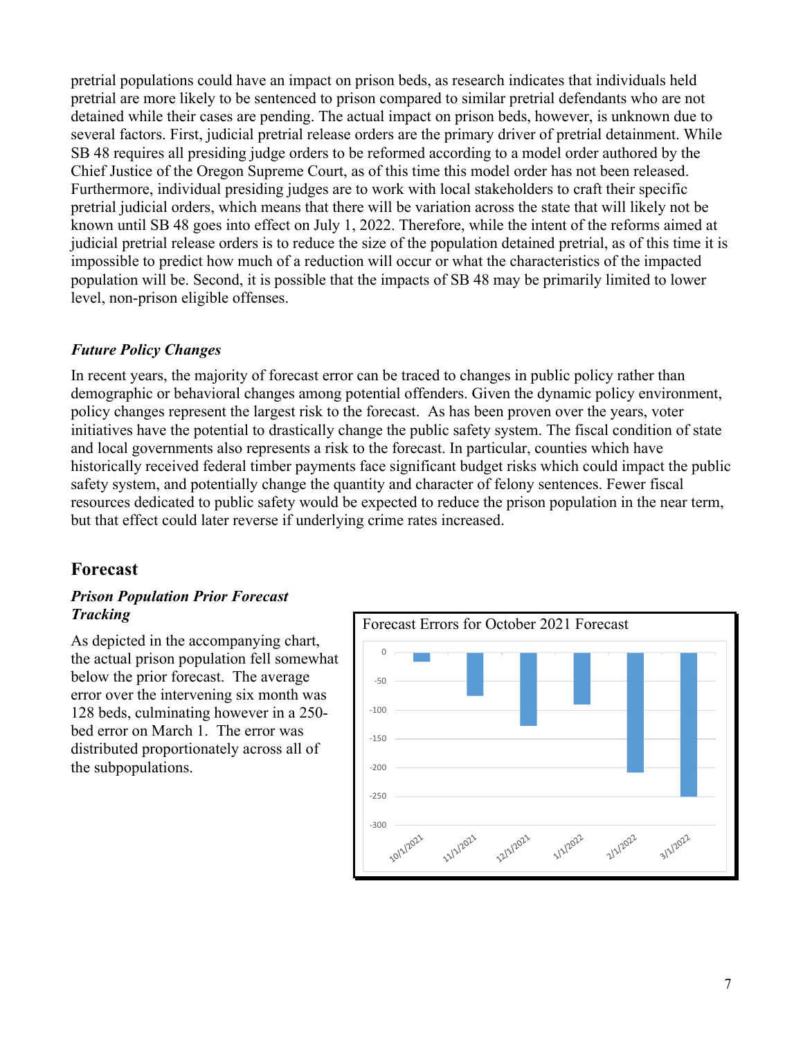pretrial populations could have an impact on prison beds, as research indicates that individuals held pretrial are more likely to be sentenced to prison compared to similar pretrial defendants who are not detained while their cases are pending. The actual impact on prison beds, however, is unknown due to several factors. First, judicial pretrial release orders are the primary driver of pretrial detainment. While SB 48 requires all presiding judge orders to be reformed according to a model order authored by the Chief Justice of the Oregon Supreme Court, as of this time this model order has not been released. Furthermore, individual presiding judges are to work with local stakeholders to craft their specific pretrial judicial orders, which means that there will be variation across the state that will likely not be known until SB 48 goes into effect on July 1, 2022. Therefore, while the intent of the reforms aimed at judicial pretrial release orders is to reduce the size of the population detained pretrial, as of this time it is impossible to predict how much of a reduction will occur or what the characteristics of the impacted population will be. Second, it is possible that the impacts of SB 48 may be primarily limited to lower level, non-prison eligible offenses.

### *Future Policy Changes*

In recent years, the majority of forecast error can be traced to changes in public policy rather than demographic or behavioral changes among potential offenders. Given the dynamic policy environment, policy changes represent the largest risk to the forecast. As has been proven over the years, voter initiatives have the potential to drastically change the public safety system. The fiscal condition of state and local governments also represents a risk to the forecast. In particular, counties which have historically received federal timber payments face significant budget risks which could impact the public safety system, and potentially change the quantity and character of felony sentences. Fewer fiscal resources dedicated to public safety would be expected to reduce the prison population in the near term, but that effect could later reverse if underlying crime rates increased.

## Forecast

### *Prison Population Prior Forecast Tracking*

As depicted in the accompanying chart, the actual prison population fell somewhat below the prior forecast. The average error over the intervening six month was 128 beds, culminating however in a 250-bed error on March 1. The error was distributed proportionately across all of the subpopulations.

Forecast Errors for October 2021 Forecast

| Date | Error |
|---|---|
| 10/1/2021 | -15 |
| 11/1/2021 | -75 |
| 12/1/2021 | -127 |
| 1/1/2022 | -90 |
| 2/1/2022 | -208 |
| 3/1/2022 | -250 |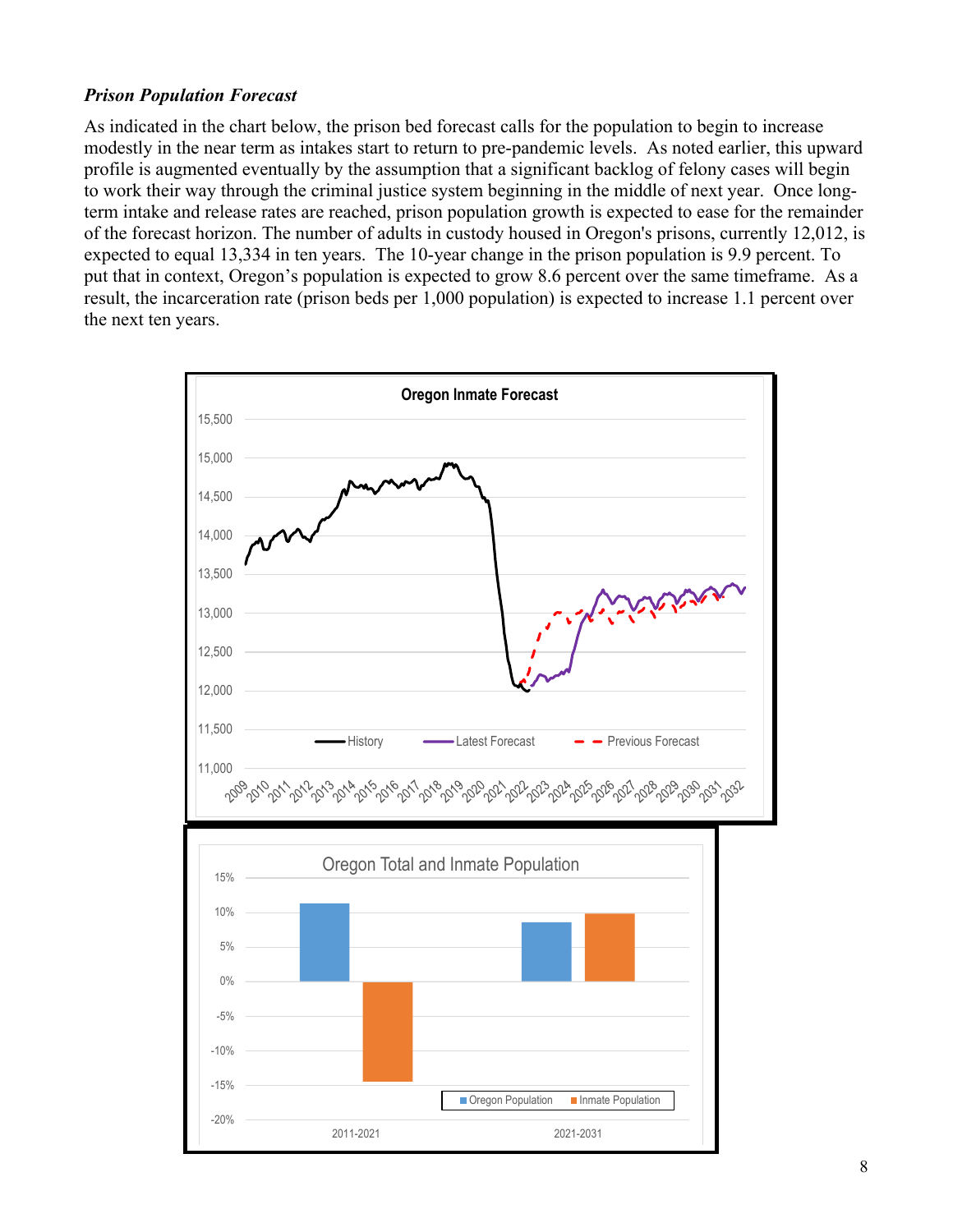***Prison Population Forecast***

As indicated in the chart below, the prison bed forecast calls for the population to begin to increase modestly in the near term as intakes start to return to pre-pandemic levels. As noted earlier, this upward profile is augmented eventually by the assumption that a significant backlog of felony cases will begin to work their way through the criminal justice system beginning in the middle of next year. Once long-term intake and release rates are reached, prison population growth is expected to ease for the remainder of the forecast horizon. The number of adults in custody housed in Oregon's prisons, currently 12,012, is expected to equal 13,334 in ten years. The 10-year change in the prison population is 9.9 percent. To put that in context, Oregon's population is expected to grow 8.6 percent over the same timeframe. As a result, the incarceration rate (prison beds per 1,000 population) is expected to increase 1.1 percent over the next ten years.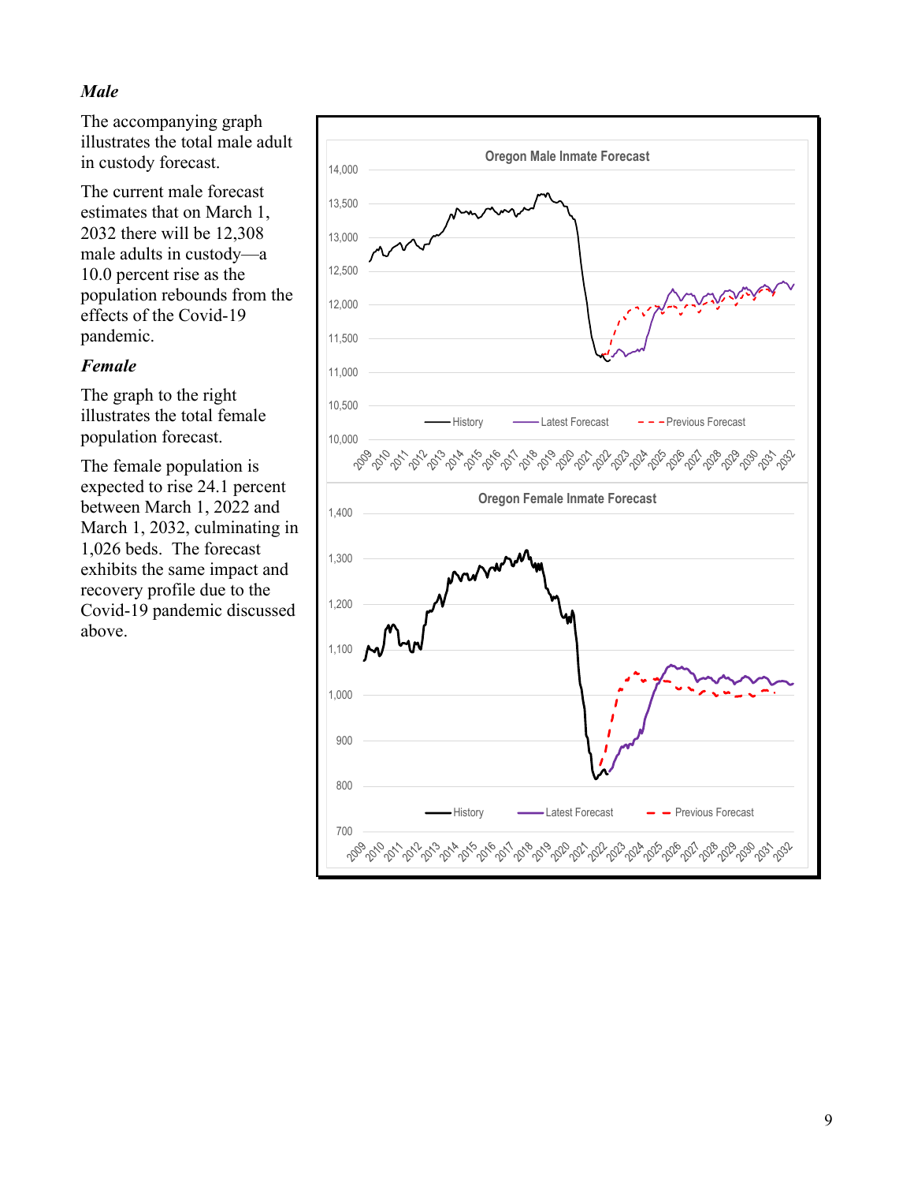### *Male*

The accompanying graph illustrates the total male adult in custody forecast.

The current male forecast estimates that on March 1, 2032 there will be 12,308 male adults in custody—a 10.0 percent rise as the population rebounds from the effects of the Covid-19 pandemic.

### *Female*

The graph to the right illustrates the total female population forecast.

The female population is expected to rise 24.1 percent between March 1, 2022 and March 1, 2032, culminating in 1,026 beds. The forecast exhibits the same impact and recovery profile due to the Covid-19 pandemic discussed above.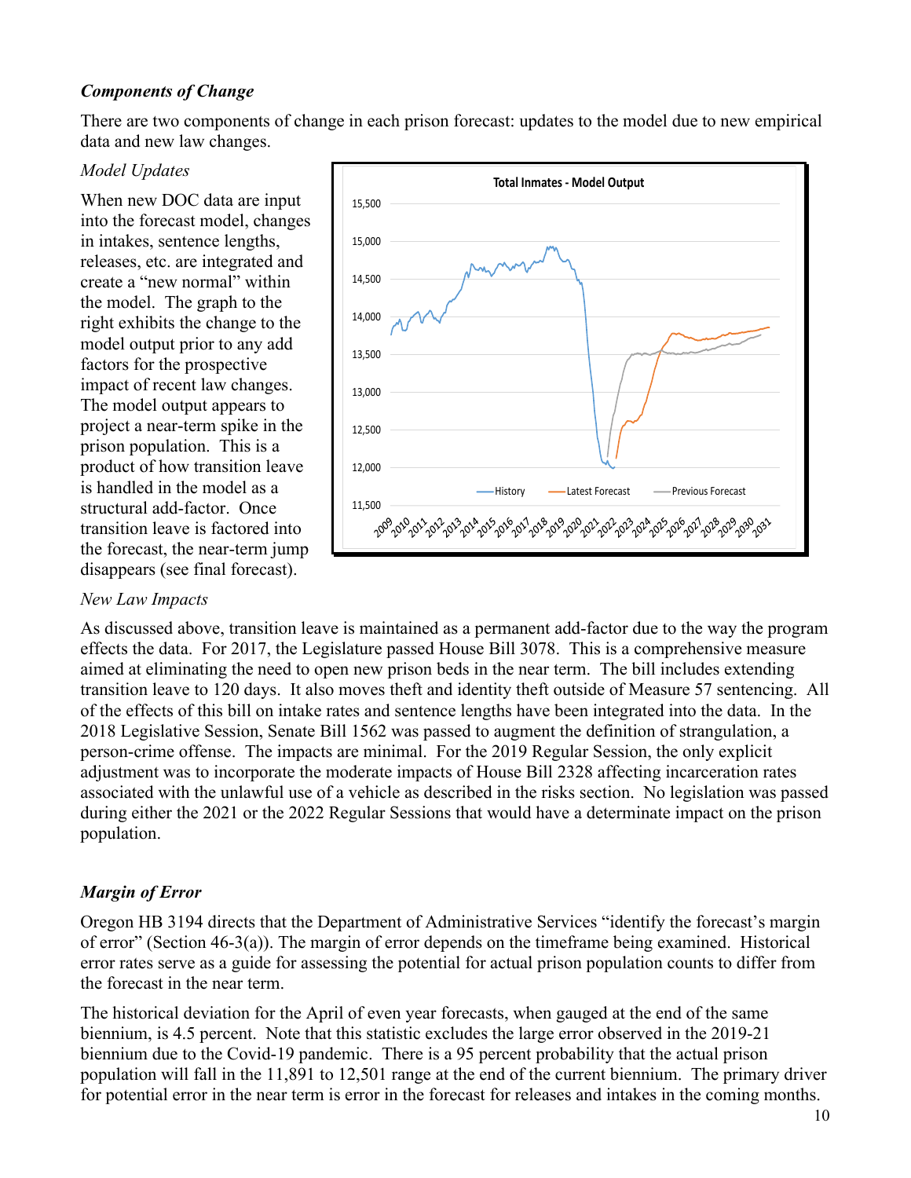### *Components of Change*

There are two components of change in each prison forecast: updates to the model due to new empirical data and new law changes.

*Model Updates*

When new DOC data are input into the forecast model, changes in intakes, sentence lengths, releases, etc. are integrated and create a "new normal" within the model. The graph to the right exhibits the change to the model output prior to any add factors for the prospective impact of recent law changes. The model output appears to project a near-term spike in the prison population. This is a product of how transition leave is handled in the model as a structural add-factor. Once transition leave is factored into the forecast, the near-term jump disappears (see final forecast).

*New Law Impacts*

As discussed above, transition leave is maintained as a permanent add-factor due to the way the program effects the data. For 2017, the Legislature passed House Bill 3078. This is a comprehensive measure aimed at eliminating the need to open new prison beds in the near term. The bill includes extending transition leave to 120 days. It also moves theft and identity theft outside of Measure 57 sentencing. All of the effects of this bill on intake rates and sentence lengths have been integrated into the data. In the 2018 Legislative Session, Senate Bill 1562 was passed to augment the definition of strangulation, a person-crime offense. The impacts are minimal. For the 2019 Regular Session, the only explicit adjustment was to incorporate the moderate impacts of House Bill 2328 affecting incarceration rates associated with the unlawful use of a vehicle as described in the risks section. No legislation was passed during either the 2021 or the 2022 Regular Sessions that would have a determinate impact on the prison population.

### *Margin of Error*

Oregon HB 3194 directs that the Department of Administrative Services "identify the forecast's margin of error" (Section 46-3(a)). The margin of error depends on the timeframe being examined. Historical error rates serve as a guide for assessing the potential for actual prison population counts to differ from the forecast in the near term.

The historical deviation for the April of even year forecasts, when gauged at the end of the same biennium, is 4.5 percent. Note that this statistic excludes the large error observed in the 2019-21 biennium due to the Covid-19 pandemic. There is a 95 percent probability that the actual prison population will fall in the 11,891 to 12,501 range at the end of the current biennium. The primary driver for potential error in the near term is error in the forecast for releases and intakes in the coming months.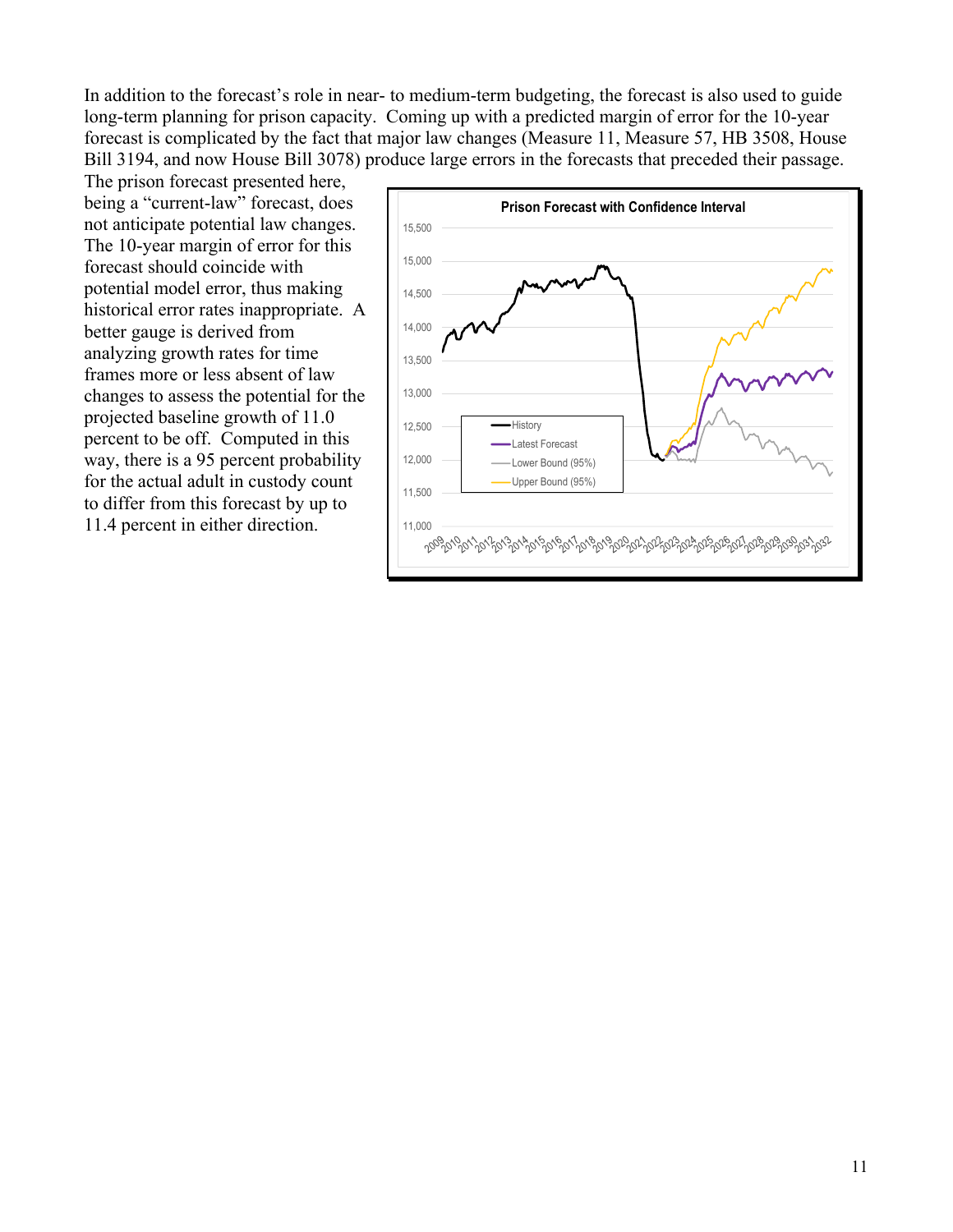In addition to the forecast's role in near- to medium-term budgeting, the forecast is also used to guide long-term planning for prison capacity. Coming up with a predicted margin of error for the 10-year forecast is complicated by the fact that major law changes (Measure 11, Measure 57, HB 3508, House Bill 3194, and now House Bill 3078) produce large errors in the forecasts that preceded their passage. The prison forecast presented here, being a "current-law" forecast, does not anticipate potential law changes. The 10-year margin of error for this forecast should coincide with potential model error, thus making historical error rates inappropriate. A better gauge is derived from analyzing growth rates for time frames more or less absent of law changes to assess the potential for the projected baseline growth of 11.0 percent to be off. Computed in this way, there is a 95 percent probability for the actual adult in custody count to differ from this forecast by up to 11.4 percent in either direction.

**Prison Forecast with Confidence Interval**

Legend: History; Latest Forecast; Lower Bound (95%); Upper Bound (95%)

Y-axis: 11,000 – 15,500

X-axis: 2009 – 2032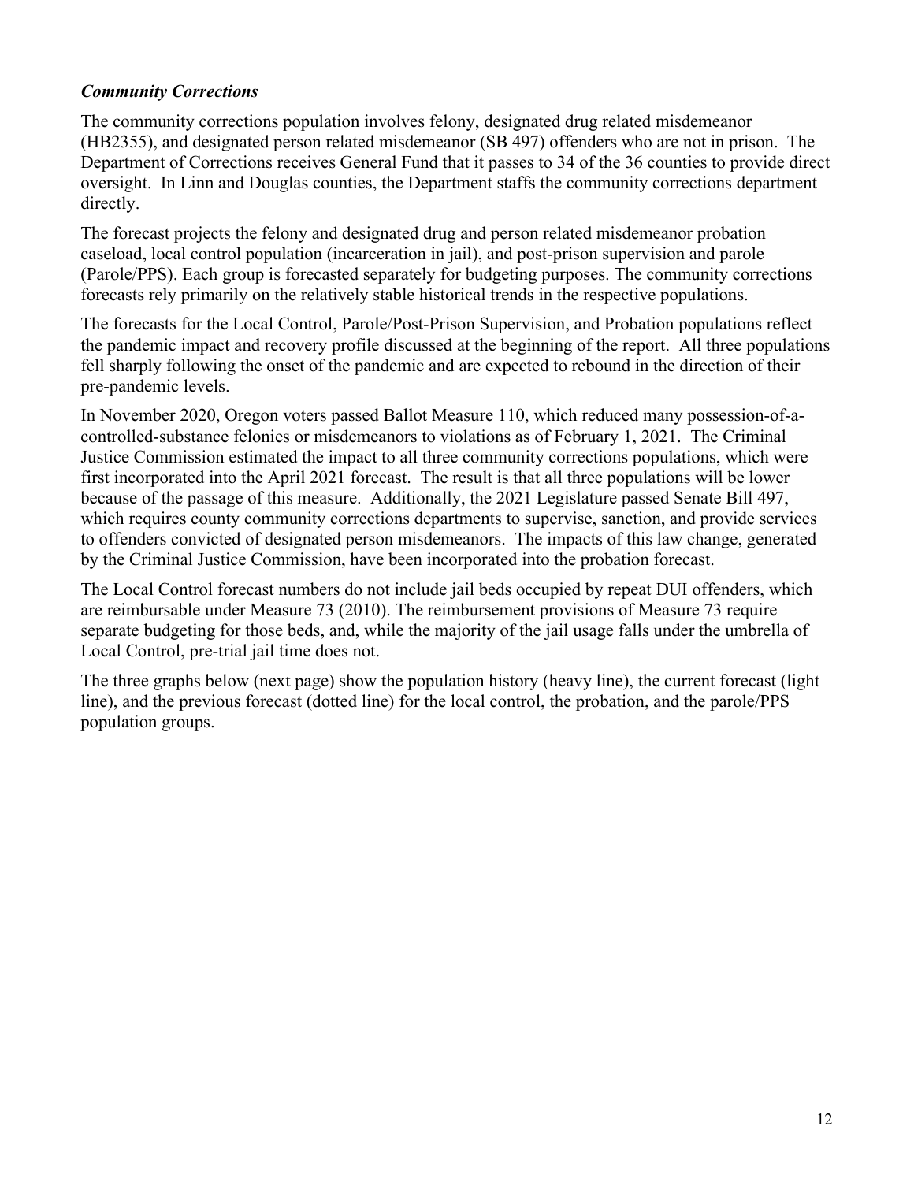### *Community Corrections*

The community corrections population involves felony, designated drug related misdemeanor (HB2355), and designated person related misdemeanor (SB 497) offenders who are not in prison. The Department of Corrections receives General Fund that it passes to 34 of the 36 counties to provide direct oversight. In Linn and Douglas counties, the Department staffs the community corrections department directly.

The forecast projects the felony and designated drug and person related misdemeanor probation caseload, local control population (incarceration in jail), and post-prison supervision and parole (Parole/PPS). Each group is forecasted separately for budgeting purposes. The community corrections forecasts rely primarily on the relatively stable historical trends in the respective populations.

The forecasts for the Local Control, Parole/Post-Prison Supervision, and Probation populations reflect the pandemic impact and recovery profile discussed at the beginning of the report. All three populations fell sharply following the onset of the pandemic and are expected to rebound in the direction of their pre-pandemic levels.

In November 2020, Oregon voters passed Ballot Measure 110, which reduced many possession-of-a-controlled-substance felonies or misdemeanors to violations as of February 1, 2021. The Criminal Justice Commission estimated the impact to all three community corrections populations, which were first incorporated into the April 2021 forecast. The result is that all three populations will be lower because of the passage of this measure. Additionally, the 2021 Legislature passed Senate Bill 497, which requires county community corrections departments to supervise, sanction, and provide services to offenders convicted of designated person misdemeanors. The impacts of this law change, generated by the Criminal Justice Commission, have been incorporated into the probation forecast.

The Local Control forecast numbers do not include jail beds occupied by repeat DUI offenders, which are reimbursable under Measure 73 (2010). The reimbursement provisions of Measure 73 require separate budgeting for those beds, and, while the majority of the jail usage falls under the umbrella of Local Control, pre-trial jail time does not.

The three graphs below (next page) show the population history (heavy line), the current forecast (light line), and the previous forecast (dotted line) for the local control, the probation, and the parole/PPS population groups.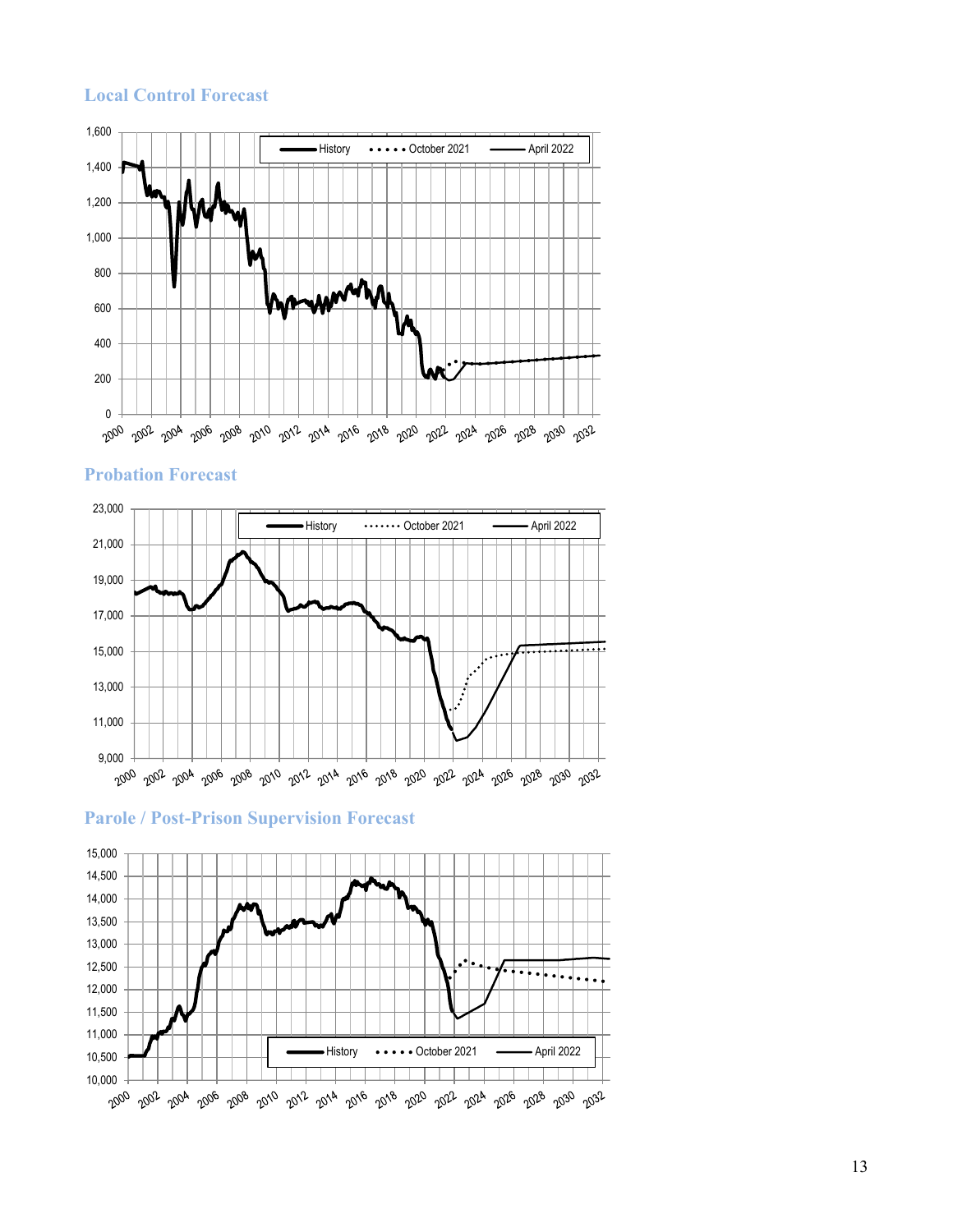## Local Control Forecast

## Probation Forecast

## Parole / Post-Prison Supervision Forecast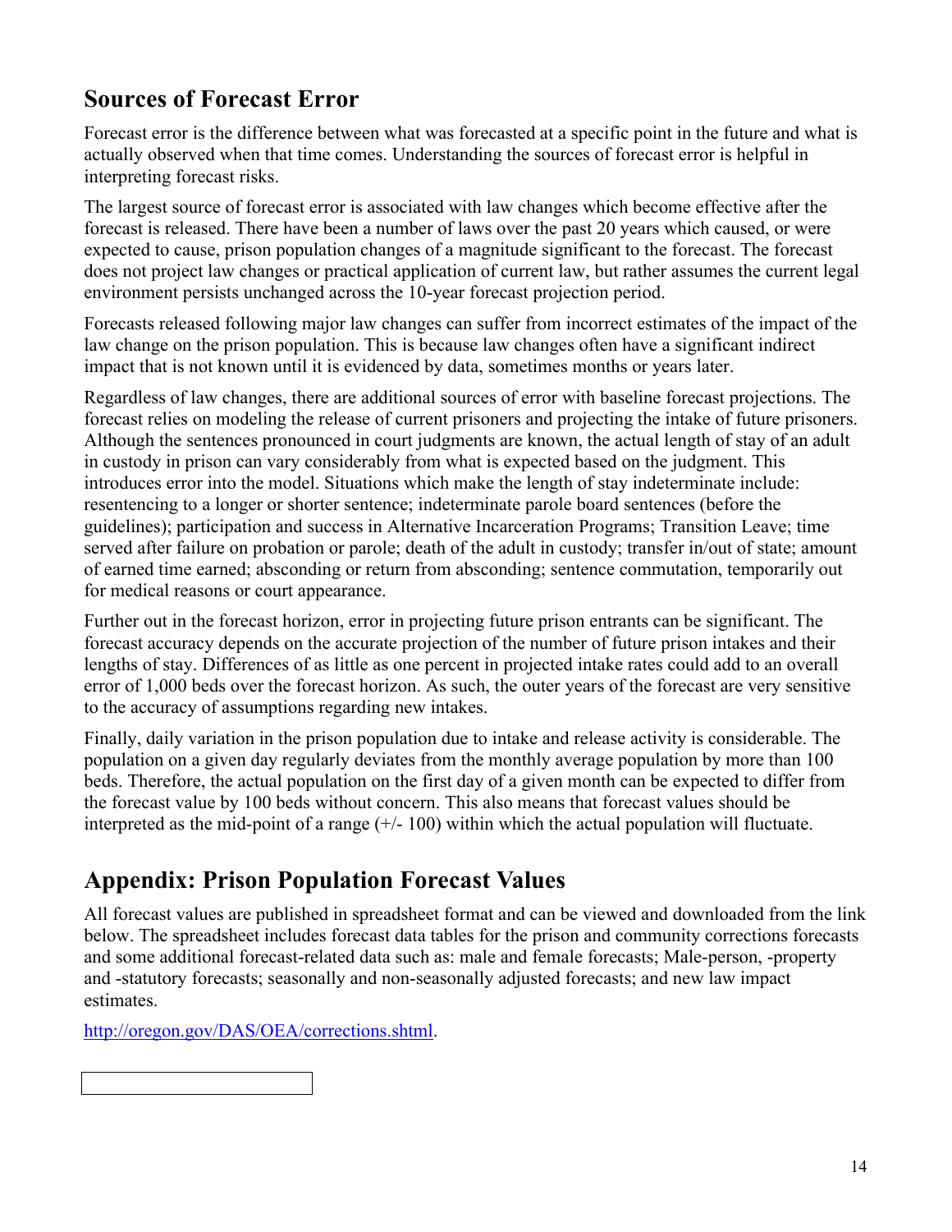## Sources of Forecast Error

Forecast error is the difference between what was forecasted at a specific point in the future and what is actually observed when that time comes. Understanding the sources of forecast error is helpful in interpreting forecast risks.

The largest source of forecast error is associated with law changes which become effective after the forecast is released. There have been a number of laws over the past 20 years which caused, or were expected to cause, prison population changes of a magnitude significant to the forecast. The forecast does not project law changes or practical application of current law, but rather assumes the current legal environment persists unchanged across the 10-year forecast projection period.

Forecasts released following major law changes can suffer from incorrect estimates of the impact of the law change on the prison population. This is because law changes often have a significant indirect impact that is not known until it is evidenced by data, sometimes months or years later.

Regardless of law changes, there are additional sources of error with baseline forecast projections. The forecast relies on modeling the release of current prisoners and projecting the intake of future prisoners. Although the sentences pronounced in court judgments are known, the actual length of stay of an adult in custody in prison can vary considerably from what is expected based on the judgment. This introduces error into the model. Situations which make the length of stay indeterminate include: resentencing to a longer or shorter sentence; indeterminate parole board sentences (before the guidelines); participation and success in Alternative Incarceration Programs; Transition Leave; time served after failure on probation or parole; death of the adult in custody; transfer in/out of state; amount of earned time earned; absconding or return from absconding; sentence commutation, temporarily out for medical reasons or court appearance.

Further out in the forecast horizon, error in projecting future prison entrants can be significant. The forecast accuracy depends on the accurate projection of the number of future prison intakes and their lengths of stay. Differences of as little as one percent in projected intake rates could add to an overall error of 1,000 beds over the forecast horizon. As such, the outer years of the forecast are very sensitive to the accuracy of assumptions regarding new intakes.

Finally, daily variation in the prison population due to intake and release activity is considerable. The population on a given day regularly deviates from the monthly average population by more than 100 beds. Therefore, the actual population on the first day of a given month can be expected to differ from the forecast value by 100 beds without concern. This also means that forecast values should be interpreted as the mid-point of a range (+/- 100) within which the actual population will fluctuate.

## Appendix: Prison Population Forecast Values

All forecast values are published in spreadsheet format and can be viewed and downloaded from the link below. The spreadsheet includes forecast data tables for the prison and community corrections forecasts and some additional forecast-related data such as: male and female forecasts; Male-person, -property and -statutory forecasts; seasonally and non-seasonally adjusted forecasts; and new law impact estimates.

http://oregon.gov/DAS/OEA/corrections.shtml.